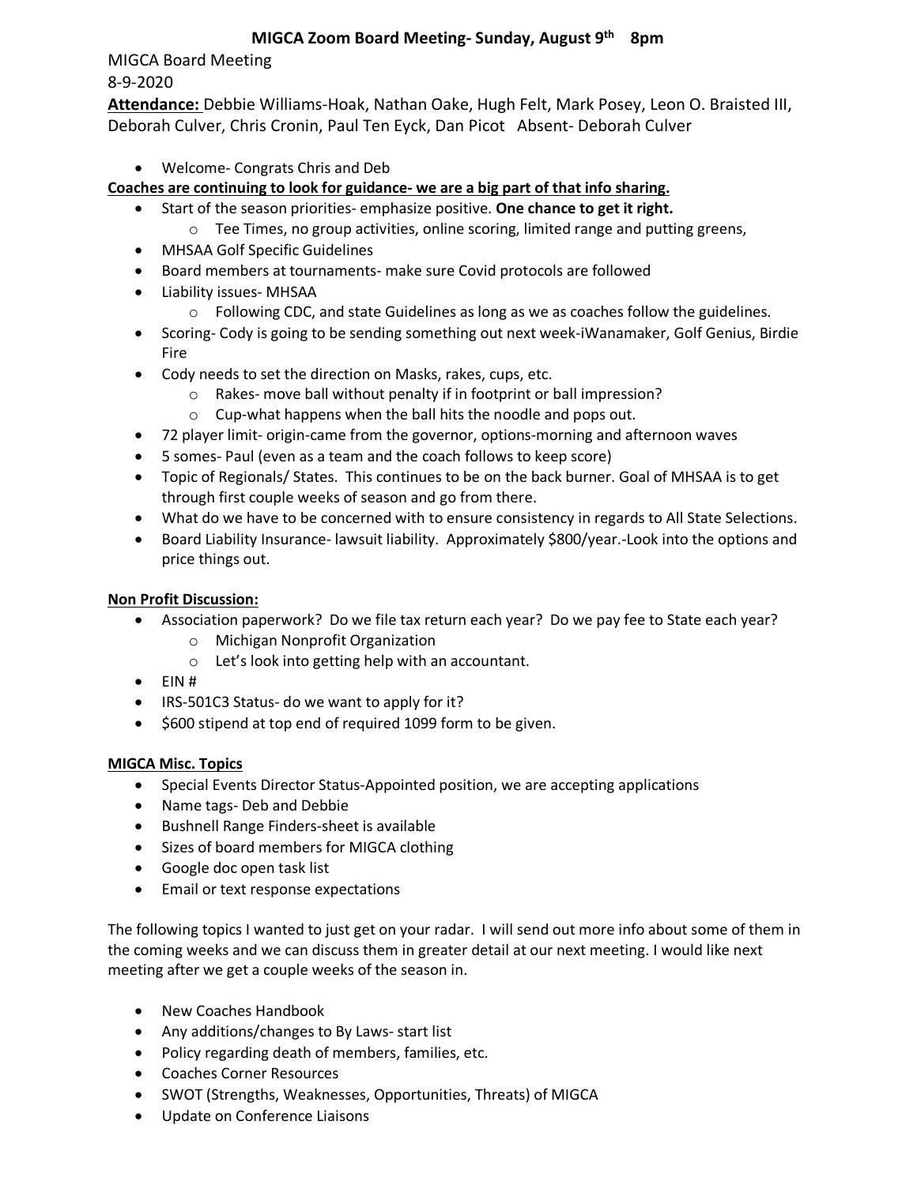# MIGCA Zoom Board Meeting- Sunday, August 9th 8pm

MIGCA Board Meeting
8-9-2020

**Attendance:** Debbie Williams-Hoak, Nathan Oake, Hugh Felt, Mark Posey, Leon O. Braisted III, Deborah Culver, Chris Cronin, Paul Ten Eyck, Dan Picot Absent- Deborah Culver

- Welcome- Congrats Chris and Deb

**Coaches are continuing to look for guidance- we are a big part of that info sharing.**

- Start of the season priorities- emphasize positive. **One chance to get it right.**
  - Tee Times, no group activities, online scoring, limited range and putting greens,
- MHSAA Golf Specific Guidelines
- Board members at tournaments- make sure Covid protocols are followed
- Liability issues- MHSAA
  - Following CDC, and state Guidelines as long as we as coaches follow the guidelines.
- Scoring- Cody is going to be sending something out next week-iWanamaker, Golf Genius, Birdie Fire
- Cody needs to set the direction on Masks, rakes, cups, etc.
  - Rakes- move ball without penalty if in footprint or ball impression?
  - Cup-what happens when the ball hits the noodle and pops out.
- 72 player limit- origin-came from the governor, options-morning and afternoon waves
- 5 somes- Paul (even as a team and the coach follows to keep score)
- Topic of Regionals/ States. This continues to be on the back burner. Goal of MHSAA is to get through first couple weeks of season and go from there.
- What do we have to be concerned with to ensure consistency in regards to All State Selections.
- Board Liability Insurance- lawsuit liability. Approximately $800/year.-Look into the options and price things out.

**Non Profit Discussion:**

- Association paperwork? Do we file tax return each year? Do we pay fee to State each year?
  - Michigan Nonprofit Organization
  - Let's look into getting help with an accountant.
- EIN #
- IRS-501C3 Status- do we want to apply for it?
- $600 stipend at top end of required 1099 form to be given.

**MIGCA Misc. Topics**

- Special Events Director Status-Appointed position, we are accepting applications
- Name tags- Deb and Debbie
- Bushnell Range Finders-sheet is available
- Sizes of board members for MIGCA clothing
- Google doc open task list
- Email or text response expectations

The following topics I wanted to just get on your radar. I will send out more info about some of them in the coming weeks and we can discuss them in greater detail at our next meeting. I would like next meeting after we get a couple weeks of the season in.

- New Coaches Handbook
- Any additions/changes to By Laws- start list
- Policy regarding death of members, families, etc.
- Coaches Corner Resources
- SWOT (Strengths, Weaknesses, Opportunities, Threats) of MIGCA
- Update on Conference Liaisons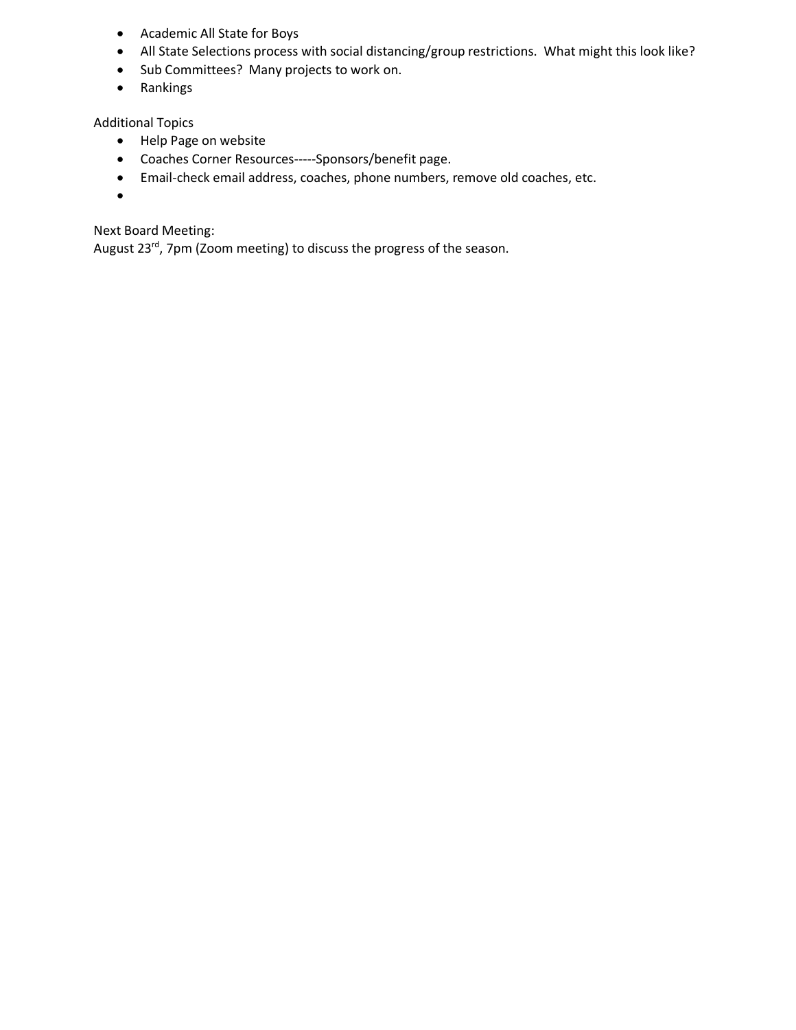- Academic All State for Boys
- All State Selections process with social distancing/group restrictions.  What might this look like?
- Sub Committees?  Many projects to work on.
- Rankings

Additional Topics

- Help Page on website
- Coaches Corner Resources-----Sponsors/benefit page.
- Email-check email address, coaches, phone numbers, remove old coaches, etc.
- 

Next Board Meeting:
August 23rd, 7pm (Zoom meeting) to discuss the progress of the season.